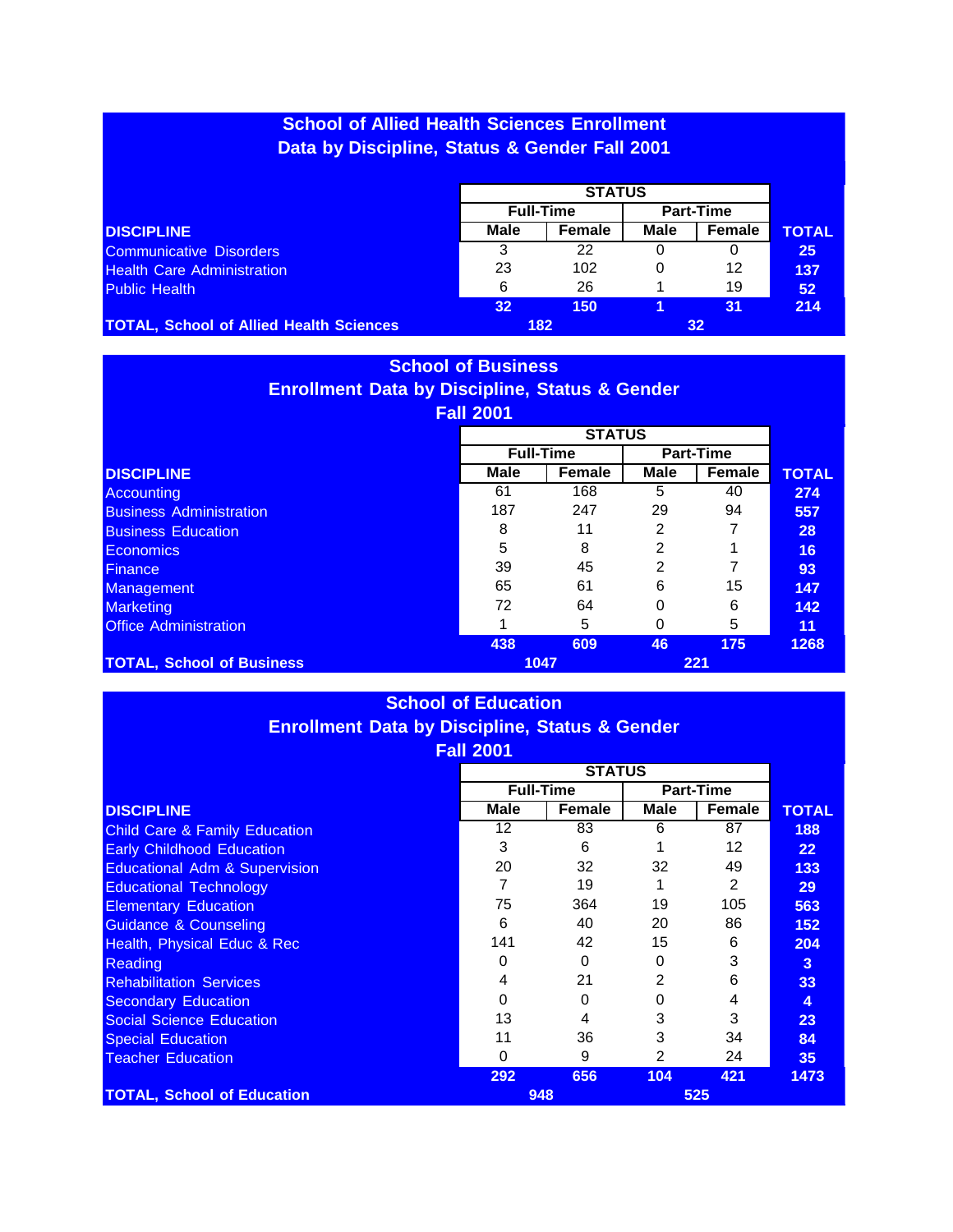## School of Allied Health Sciences Enrollment Data by Discipline, Status & Gender Fall 2001

| DISCIPLINE | Full-Time Male | Full-Time Female | Part-Time Male | Part-Time Female | TOTAL |
|---|---|---|---|---|---|
| Communicative Disorders | 3 | 22 | 0 | 0 | 25 |
| Health Care Administration | 23 | 102 | 0 | 12 | 137 |
| Public Health | 6 | 26 | 1 | 19 | 52 |
| | 32 | 150 | 1 | 31 | 214 |
| TOTAL, School of Allied Health Sciences | 182 | | 32 | | |

## School of Business Enrollment Data by Discipline, Status & Gender Fall 2001

| DISCIPLINE | Full-Time Male | Full-Time Female | Part-Time Male | Part-Time Female | TOTAL |
|---|---|---|---|---|---|
| Accounting | 61 | 168 | 5 | 40 | 274 |
| Business Administration | 187 | 247 | 29 | 94 | 557 |
| Business Education | 8 | 11 | 2 | 7 | 28 |
| Economics | 5 | 8 | 2 | 1 | 16 |
| Finance | 39 | 45 | 2 | 7 | 93 |
| Management | 65 | 61 | 6 | 15 | 147 |
| Marketing | 72 | 64 | 0 | 6 | 142 |
| Office Administration | 1 | 5 | 0 | 5 | 11 |
| | 438 | 609 | 46 | 175 | 1268 |
| TOTAL, School of Business | 1047 | | 221 | | |

## School of Education Enrollment Data by Discipline, Status & Gender Fall 2001

| DISCIPLINE | Full-Time Male | Full-Time Female | Part-Time Male | Part-Time Female | TOTAL |
|---|---|---|---|---|---|
| Child Care & Family Education | 12 | 83 | 6 | 87 | 188 |
| Early Childhood Education | 3 | 6 | 1 | 12 | 22 |
| Educational Adm & Supervision | 20 | 32 | 32 | 49 | 133 |
| Educational Technology | 7 | 19 | 1 | 2 | 29 |
| Elementary Education | 75 | 364 | 19 | 105 | 563 |
| Guidance & Counseling | 6 | 40 | 20 | 86 | 152 |
| Health, Physical Educ & Rec | 141 | 42 | 15 | 6 | 204 |
| Reading | 0 | 0 | 0 | 3 | 3 |
| Rehabilitation Services | 4 | 21 | 2 | 6 | 33 |
| Secondary Education | 0 | 0 | 0 | 4 | 4 |
| Social Science Education | 13 | 4 | 3 | 3 | 23 |
| Special Education | 11 | 36 | 3 | 34 | 84 |
| Teacher Education | 0 | 9 | 2 | 24 | 35 |
| | 292 | 656 | 104 | 421 | 1473 |
| TOTAL, School of Education | 948 | | 525 | | |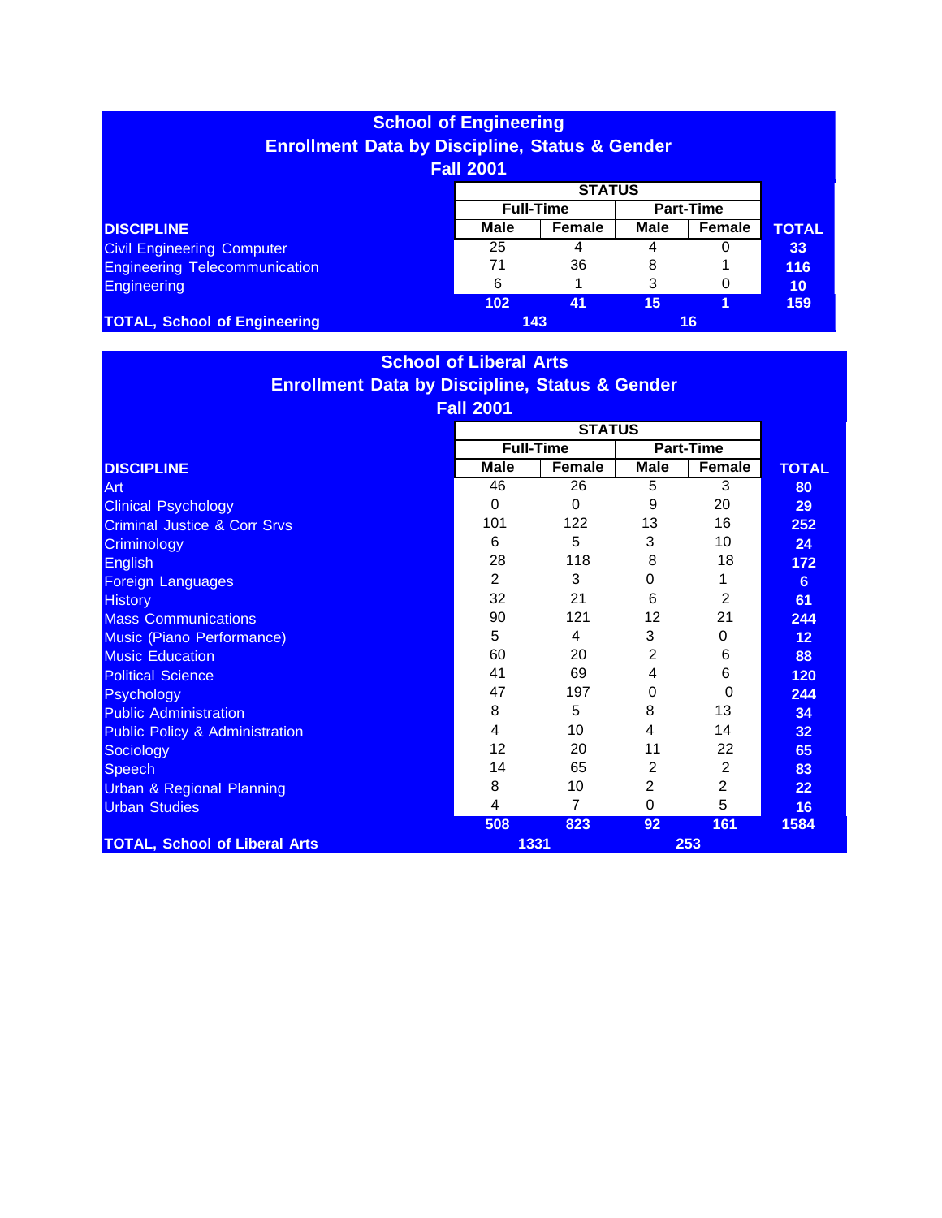## School of Engineering
## Enrollment Data by Discipline, Status & Gender
## Fall 2001

| DISCIPLINE | STATUS | | | | TOTAL |
|---|---|---|---|---|---|
| | Full-Time | | Part-Time | | |
| | Male | Female | Male | Female | |
| Civil Engineering Computer | 25 | 4 | 4 | 0 | 33 |
| Engineering Telecommunication | 71 | 36 | 8 | 1 | 116 |
| Engineering | 6 | 1 | 3 | 0 | 10 |
| | 102 | 41 | 15 | 1 | 159 |
| **TOTAL, School of Engineering** | 143 | | 16 | | |

## School of Liberal Arts
## Enrollment Data by Discipline, Status & Gender
## Fall 2001

| DISCIPLINE | STATUS | | | | TOTAL |
|---|---|---|---|---|---|
| | Full-Time | | Part-Time | | |
| | Male | Female | Male | Female | |
| Art | 46 | 26 | 5 | 3 | 80 |
| Clinical Psychology | 0 | 0 | 9 | 20 | 29 |
| Criminal Justice & Corr Srvs | 101 | 122 | 13 | 16 | 252 |
| Criminology | 6 | 5 | 3 | 10 | 24 |
| English | 28 | 118 | 8 | 18 | 172 |
| Foreign Languages | 2 | 3 | 0 | 1 | 6 |
| History | 32 | 21 | 6 | 2 | 61 |
| Mass Communications | 90 | 121 | 12 | 21 | 244 |
| Music (Piano Performance) | 5 | 4 | 3 | 0 | 12 |
| Music Education | 60 | 20 | 2 | 6 | 88 |
| Political Science | 41 | 69 | 4 | 6 | 120 |
| Psychology | 47 | 197 | 0 | 0 | 244 |
| Public Administration | 8 | 5 | 8 | 13 | 34 |
| Public Policy & Administration | 4 | 10 | 4 | 14 | 32 |
| Sociology | 12 | 20 | 11 | 22 | 65 |
| Speech | 14 | 65 | 2 | 2 | 83 |
| Urban & Regional Planning | 8 | 10 | 2 | 2 | 22 |
| Urban Studies | 4 | 7 | 0 | 5 | 16 |
| | 508 | 823 | 92 | 161 | 1584 |
| **TOTAL, School of Liberal Arts** | 1331 | | 253 | | |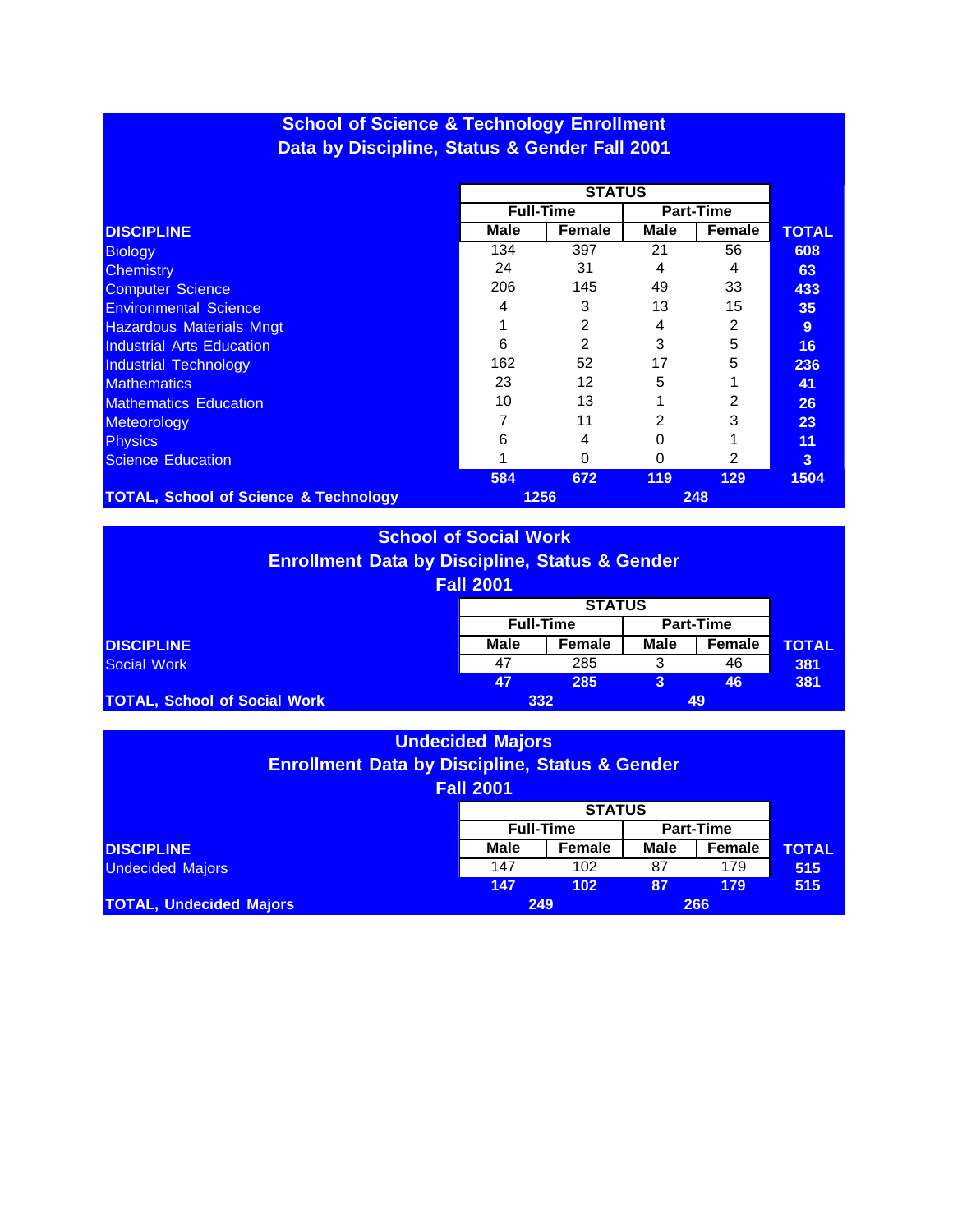## School of Science & Technology Enrollment
## Data by Discipline, Status & Gender Fall 2001

| DISCIPLINE | Full-Time Male | Full-Time Female | Part-Time Male | Part-Time Female | TOTAL |
|---|---|---|---|---|---|
| Biology | 134 | 397 | 21 | 56 | 608 |
| Chemistry | 24 | 31 | 4 | 4 | 63 |
| Computer Science | 206 | 145 | 49 | 33 | 433 |
| Environmental Science | 4 | 3 | 13 | 15 | 35 |
| Hazardous Materials Mngt | 1 | 2 | 4 | 2 | 9 |
| Industrial Arts Education | 6 | 2 | 3 | 5 | 16 |
| Industrial Technology | 162 | 52 | 17 | 5 | 236 |
| Mathematics | 23 | 12 | 5 | 1 | 41 |
| Mathematics Education | 10 | 13 | 1 | 2 | 26 |
| Meteorology | 7 | 11 | 2 | 3 | 23 |
| Physics | 6 | 4 | 0 | 1 | 11 |
| Science Education | 1 | 0 | 0 | 2 | 3 |
| | 584 | 672 | 119 | 129 | 1504 |
| TOTAL, School of Science & Technology | 1256 | | 248 | | |

## School of Social Work
## Enrollment Data by Discipline, Status & Gender
## Fall 2001

| DISCIPLINE | Full-Time Male | Full-Time Female | Part-Time Male | Part-Time Female | TOTAL |
|---|---|---|---|---|---|
| Social Work | 47 | 285 | 3 | 46 | 381 |
| | 47 | 285 | 3 | 46 | 381 |
| TOTAL, School of Social Work | 332 | | 49 | | |

## Undecided Majors
## Enrollment Data by Discipline, Status & Gender
## Fall 2001

| DISCIPLINE | Full-Time Male | Full-Time Female | Part-Time Male | Part-Time Female | TOTAL |
|---|---|---|---|---|---|
| Undecided Majors | 147 | 102 | 87 | 179 | 515 |
| | 147 | 102 | 87 | 179 | 515 |
| TOTAL, Undecided Majors | 249 | | 266 | | |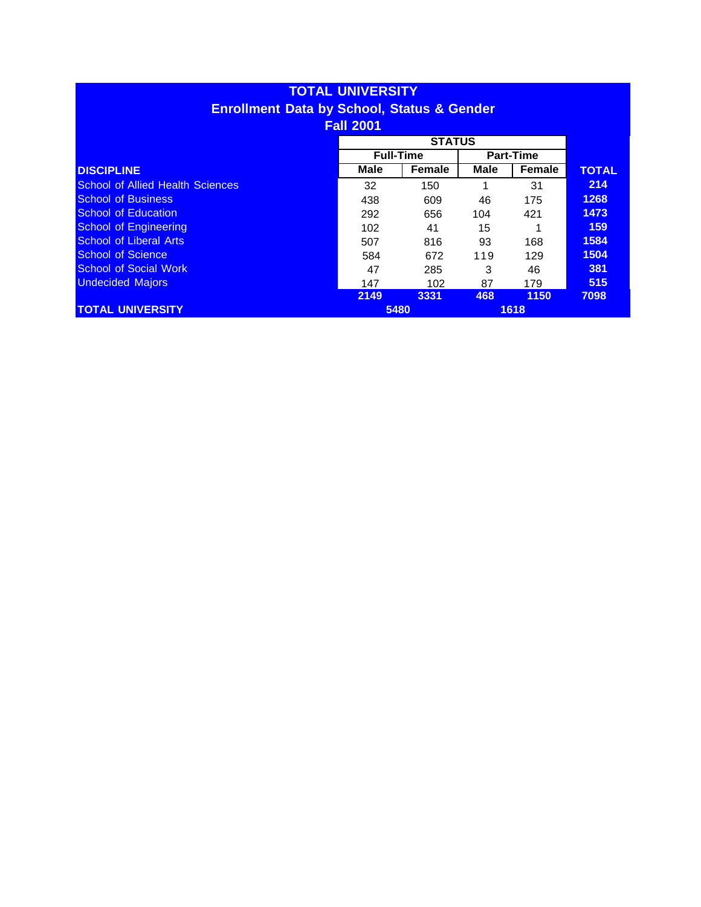# TOTAL UNIVERSITY
## Enrollment Data by School, Status & Gender
### Fall 2001

| | STATUS | | | | |
|---|---|---|---|---|---|
| | Full-Time | | Part-Time | | |
| DISCIPLINE | Male | Female | Male | Female | TOTAL |
| School of Allied Health Sciences | 32 | 150 | 1 | 31 | 214 |
| School of Business | 438 | 609 | 46 | 175 | 1268 |
| School of Education | 292 | 656 | 104 | 421 | 1473 |
| School of Engineering | 102 | 41 | 15 | 1 | 159 |
| School of Liberal Arts | 507 | 816 | 93 | 168 | 1584 |
| School of Science | 584 | 672 | 119 | 129 | 1504 |
| School of Social Work | 47 | 285 | 3 | 46 | 381 |
| Undecided Majors | 147 | 102 | 87 | 179 | 515 |
| | 2149 | 3331 | 468 | 1150 | 7098 |
| TOTAL UNIVERSITY | 5480 | | 1618 | | |